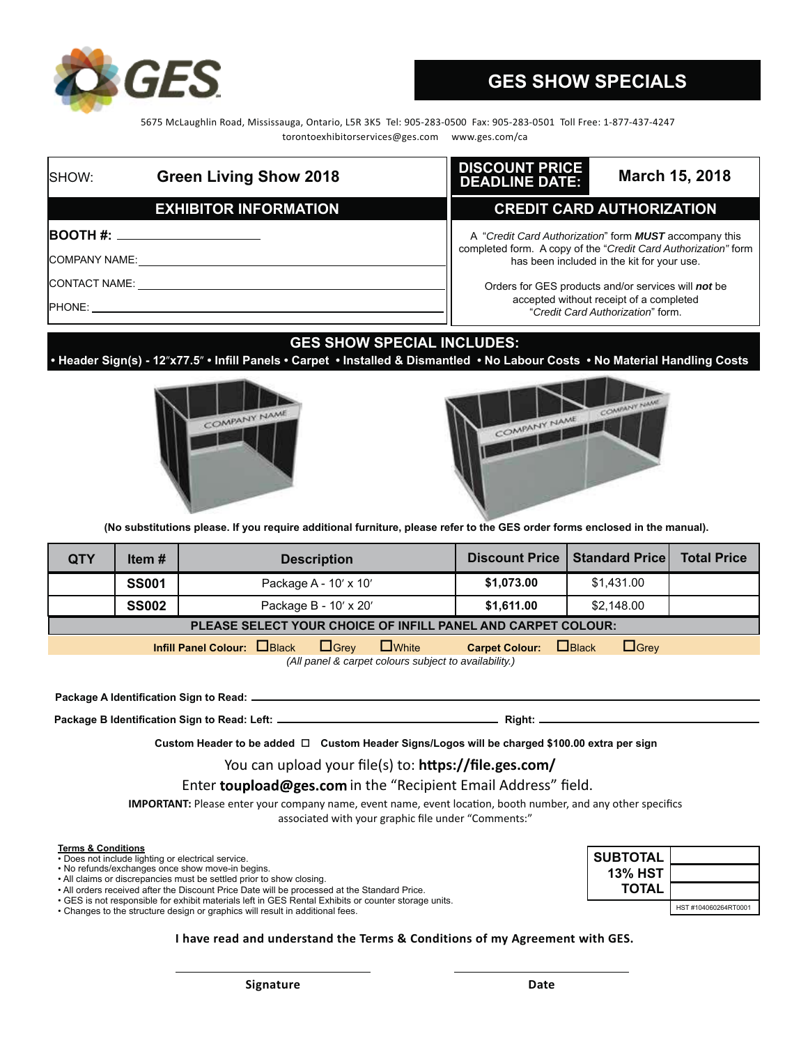GES

# GES SHOW SPECIALS

5675 McLaughlin Road, Mississauga, Ontario, L5R 3K5 Tel: 905-283-0500 Fax: 905-283-0501 Toll Free: 1-877-437-4247
torontoexhibitorservices@ges.com www.ges.com/ca

SHOW: **Green Living Show 2018**

**DISCOUNT PRICE DEADLINE DATE:** **March 15, 2018**

## EXHIBITOR INFORMATION

**BOOTH #:** ____________________

COMPANY NAME: ____________________

CONTACT NAME: ____________________

PHONE: ____________________

## CREDIT CARD AUTHORIZATION

A "*Credit Card Authorization*" form ***MUST*** accompany this completed form. A copy of the "*Credit Card Authorization*" form has been included in the kit for your use.

Orders for GES products and/or services will ***not*** be accepted without receipt of a completed "*Credit Card Authorization*" form.

## GES SHOW SPECIAL INCLUDES:

**• Header Sign(s) - 12″x77.5″ • Infill Panels • Carpet • Installed & Dismantled • No Labour Costs • No Material Handling Costs**

**(No substitutions please. If you require additional furniture, please refer to the GES order forms enclosed in the manual).**

| QTY | Item # | Description | Discount Price | Standard Price | Total Price |
|---|---|---|---|---|---|
| | **SS001** | Package A - 10′ x 10′ | **$1,073.00** | $1,431.00 | |
| | **SS002** | Package B - 10′ x 20′ | **$1,611.00** | $2,148.00 | |

**PLEASE SELECT YOUR CHOICE OF INFILL PANEL AND CARPET COLOUR:**

**Infill Panel Colour:** ☐ Black ☐ Grey ☐ White **Carpet Colour:** ☐ Black ☐ Grey

*(All panel & carpet colours subject to availability.)*

**Package A Identification Sign to Read:** ____________________

**Package B Identification Sign to Read: Left:** ____________________ **Right:** ____________________

**Custom Header to be added** ☐ **Custom Header Signs/Logos will be charged $100.00 extra per sign**

You can upload your file(s) to: **https://file.ges.com/**

Enter **toupload@ges.com** in the "Recipient Email Address" field.

**IMPORTANT:** Please enter your company name, event name, event location, booth number, and any other specifics associated with your graphic file under "Comments:"

**Terms & Conditions**

- Does not include lighting or electrical service.
- No refunds/exchanges once show move-in begins.
- All claims or discrepancies must be settled prior to show closing.
- All orders received after the Discount Price Date will be processed at the Standard Price.
- GES is not responsible for exhibit materials left in GES Rental Exhibits or counter storage units.
- Changes to the structure design or graphics will result in additional fees.

| | |
|---|---|
| **SUBTOTAL** | |
| **13% HST** | |
| **TOTAL** | |
| | HST #104060264RT0001 |

**I have read and understand the Terms & Conditions of my Agreement with GES.**

**Signature** ____________________ **Date** ____________________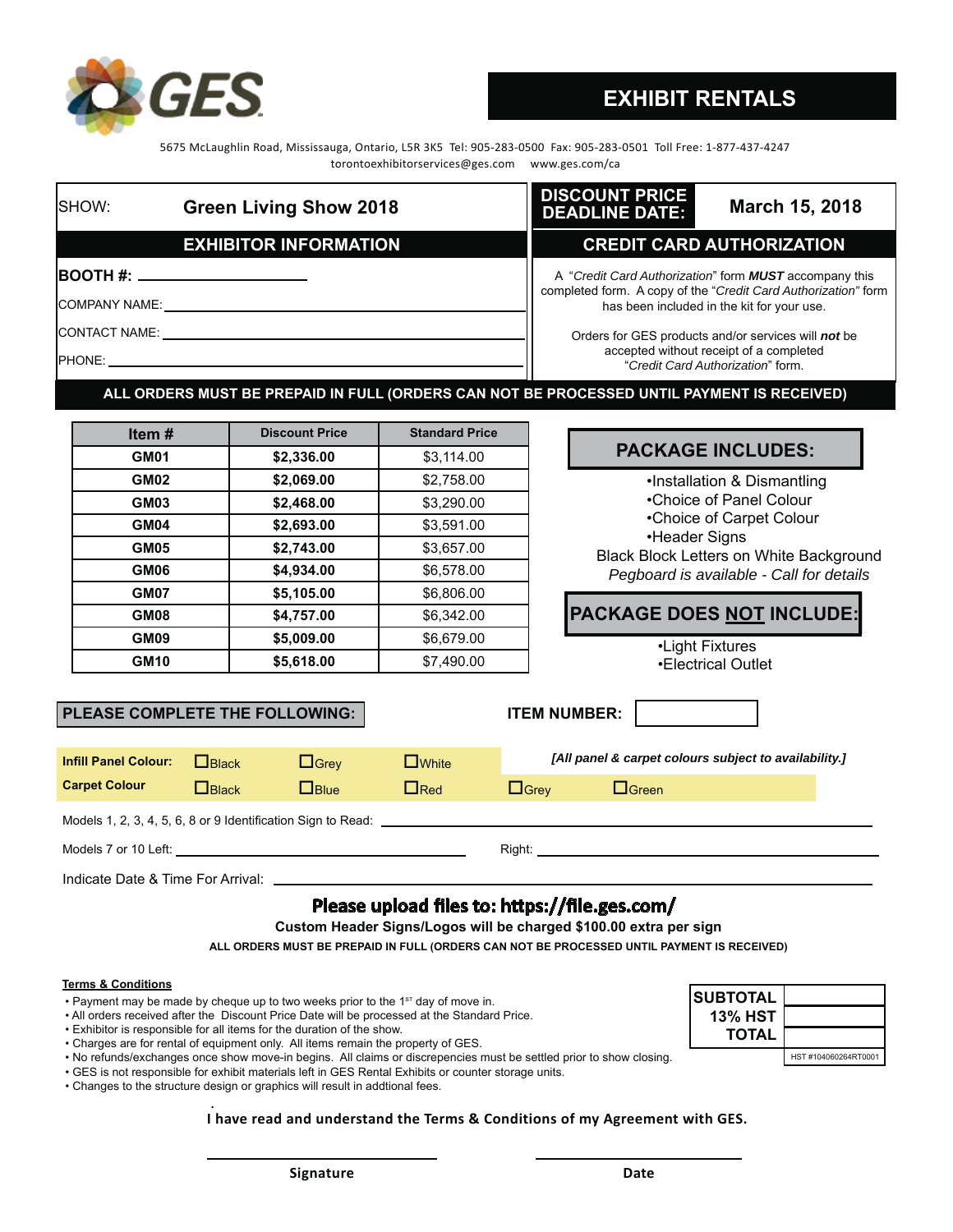GES

# EXHIBIT RENTALS

5675 McLaughlin Road, Mississauga, Ontario, L5R 3K5 Tel: 905-283-0500 Fax: 905-283-0501 Toll Free: 1-877-437-4247
torontoexhibitorservices@ges.com www.ges.com/ca

SHOW: **Green Living Show 2018**

**DISCOUNT PRICE DEADLINE DATE:** **March 15, 2018**

## EXHIBITOR INFORMATION

**BOOTH #:** ____________________

COMPANY NAME: ____________________

CONTACT NAME: ____________________

PHONE: ____________________

## CREDIT CARD AUTHORIZATION

A "*Credit Card Authorization*" form ***MUST*** accompany this completed form. A copy of the "*Credit Card Authorization*" form has been included in the kit for your use.

Orders for GES products and/or services will ***not*** be accepted without receipt of a completed "*Credit Card Authorization*" form.

**ALL ORDERS MUST BE PREPAID IN FULL (ORDERS CAN NOT BE PROCESSED UNTIL PAYMENT IS RECEIVED)**

| Item # | Discount Price | Standard Price |
|---|---|---|
| **GM01** | **$2,336.00** | $3,114.00 |
| **GM02** | **$2,069.00** | $2,758.00 |
| **GM03** | **$2,468.00** | $3,290.00 |
| **GM04** | **$2,693.00** | $3,591.00 |
| **GM05** | **$2,743.00** | $3,657.00 |
| **GM06** | **$4,934.00** | $6,578.00 |
| **GM07** | **$5,105.00** | $6,806.00 |
| **GM08** | **$4,757.00** | $6,342.00 |
| **GM09** | **$5,009.00** | $6,679.00 |
| **GM10** | **$5,618.00** | $7,490.00 |

## PACKAGE INCLUDES:

- Installation & Dismantling
- Choice of Panel Colour
- Choice of Carpet Colour
- Header Signs

Black Block Letters on White Background

*Pegboard is available - Call for details*

## PACKAGE DOES NOT INCLUDE:

- Light Fixtures
- Electrical Outlet

## PLEASE COMPLETE THE FOLLOWING:

**ITEM NUMBER:** ____________

**Infill Panel Colour:** ☐ Black ☐ Grey ☐ White

*[All panel & carpet colours subject to availability.]*

**Carpet Colour** ☐ Black ☐ Blue ☐ Red ☐ Grey ☐ Green

Models 1, 2, 3, 4, 5, 6, 8 or 9 Identification Sign to Read: ____________________

Models 7 or 10 Left: ____________________ Right: ____________________

Indicate Date & Time For Arrival: ____________________

**Please upload files to: https://file.ges.com/**

**Custom Header Signs/Logos will be charged $100.00 extra per sign**

**ALL ORDERS MUST BE PREPAID IN FULL (ORDERS CAN NOT BE PROCESSED UNTIL PAYMENT IS RECEIVED)**

**Terms & Conditions**

- Payment may be made by cheque up to two weeks prior to the 1st day of move in.
- All orders received after the Discount Price Date will be processed at the Standard Price.
- Exhibitor is responsible for all items for the duration of the show.
- Charges are for rental of equipment only. All items remain the property of GES.
- No refunds/exchanges once show move-in begins. All claims or discrepencies must be settled prior to show closing.
- GES is not responsible for exhibit materials left in GES Rental Exhibits or counter storage units.
- Changes to the structure design or graphics will result in addtional fees.

| | |
|---|---|
| **SUBTOTAL** | |
| **13% HST** | |
| **TOTAL** | |

HST #104060264RT0001

**I have read and understand the Terms & Conditions of my Agreement with GES.**

____________________ ____________________

**Signature** **Date**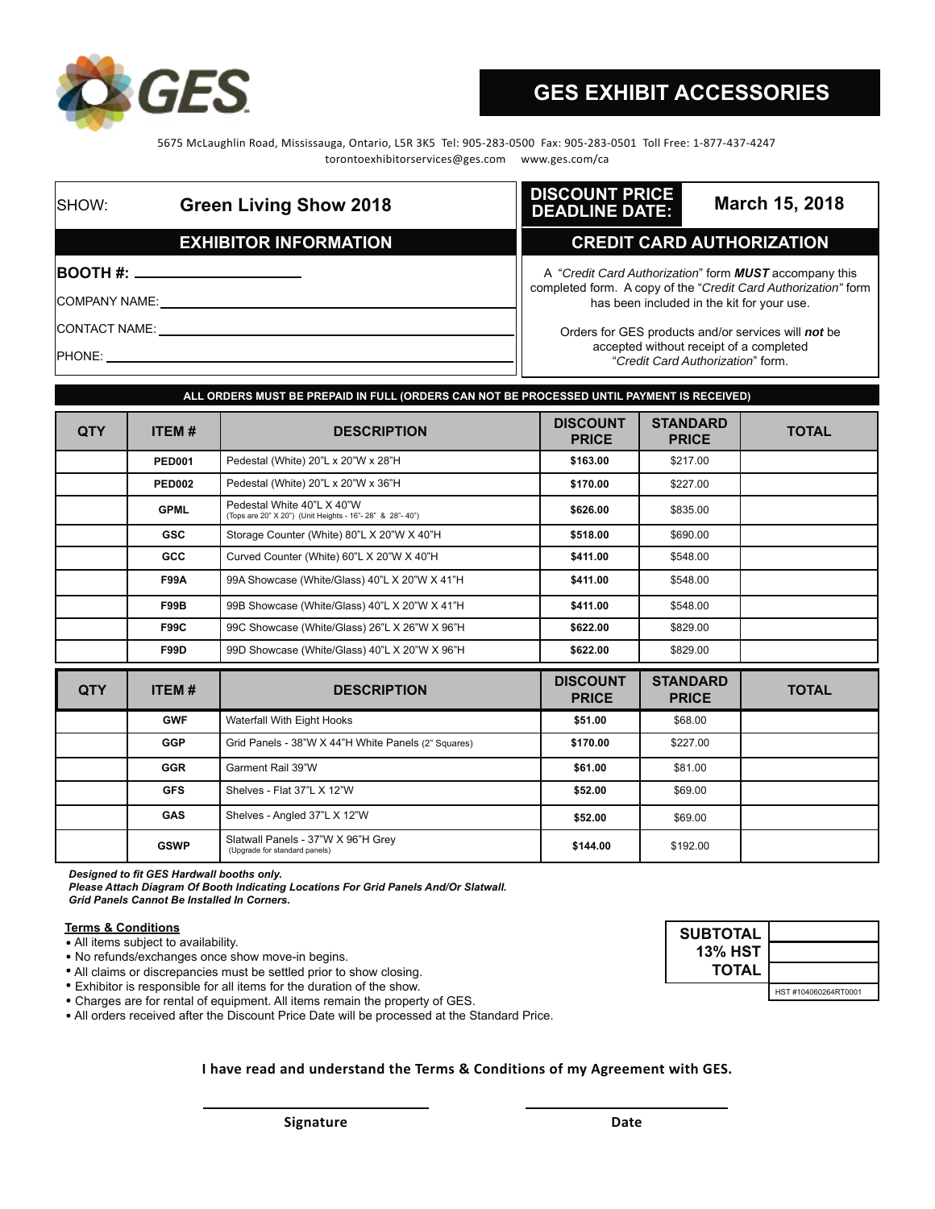GES

# GES EXHIBIT ACCESSORIES

5675 McLaughlin Road, Mississauga, Ontario, L5R 3K5 Tel: 905-283-0500 Fax: 905-283-0501 Toll Free: 1-877-437-4247
torontoexhibitorservices@ges.com www.ges.com/ca

SHOW: **Green Living Show 2018**

**DISCOUNT PRICE DEADLINE DATE:** **March 15, 2018**

## EXHIBITOR INFORMATION

**BOOTH #:** ____________________

COMPANY NAME: ____________________

CONTACT NAME: ____________________

PHONE: ____________________

## CREDIT CARD AUTHORIZATION

A "*Credit Card Authorization*" form ***MUST*** accompany this completed form. A copy of the "*Credit Card Authorization*" form has been included in the kit for your use.

Orders for GES products and/or services will ***not*** be accepted without receipt of a completed "*Credit Card Authorization*" form.

**ALL ORDERS MUST BE PREPAID IN FULL (ORDERS CAN NOT BE PROCESSED UNTIL PAYMENT IS RECEIVED)**

| QTY | ITEM # | DESCRIPTION | DISCOUNT PRICE | STANDARD PRICE | TOTAL |
|---|---|---|---|---|---|
| | **PED001** | Pedestal (White) 20"L x 20"W x 28"H | **$163.00** | $217.00 | |
| | **PED002** | Pedestal (White) 20"L x 20"W x 36"H | **$170.00** | $227.00 | |
| | **GPML** | Pedestal White 40"L X 40"W (Tops are 20" X 20") (Unit Heights - 16"- 28" & 28"- 40") | **$626.00** | $835.00 | |
| | **GSC** | Storage Counter (White) 80"L X 20"W X 40"H | **$518.00** | $690.00 | |
| | **GCC** | Curved Counter (White) 60"L X 20"W X 40"H | **$411.00** | $548.00 | |
| | **F99A** | 99A Showcase (White/Glass) 40"L X 20"W X 41"H | **$411.00** | $548.00 | |
| | **F99B** | 99B Showcase (White/Glass) 40"L X 20"W X 41"H | **$411.00** | $548.00 | |
| | **F99C** | 99C Showcase (White/Glass) 26"L X 26"W X 96"H | **$622.00** | $829.00 | |
| | **F99D** | 99D Showcase (White/Glass) 40"L X 20"W X 96"H | **$622.00** | $829.00 | |

| QTY | ITEM # | DESCRIPTION | DISCOUNT PRICE | STANDARD PRICE | TOTAL |
|---|---|---|---|---|---|
| | **GWF** | Waterfall With Eight Hooks | **$51.00** | $68.00 | |
| | **GGP** | Grid Panels - 38"W X 44"H White Panels (2" Squares) | **$170.00** | $227.00 | |
| | **GGR** | Garment Rail 39"W | **$61.00** | $81.00 | |
| | **GFS** | Shelves - Flat 37"L X 12"W | **$52.00** | $69.00 | |
| | **GAS** | Shelves - Angled 37"L X 12"W | **$52.00** | $69.00 | |
| | **GSWP** | Slatwall Panels - 37"W X 96"H Grey (Upgrade for standard panels) | **$144.00** | $192.00 | |

***Designed to fit GES Hardwall booths only.***
***Please Attach Diagram Of Booth Indicating Locations For Grid Panels And/Or Slatwall.***
***Grid Panels Cannot Be Installed In Corners.***

**Terms & Conditions**

- All items subject to availability.
- No refunds/exchanges once show move-in begins.
- All claims or discrepancies must be settled prior to show closing.
- Exhibitor is responsible for all items for the duration of the show.
- Charges are for rental of equipment. All items remain the property of GES.
- All orders received after the Discount Price Date will be processed at the Standard Price.

| | |
|---|---|
| **SUBTOTAL** | |
| **13% HST** | |
| **TOTAL** | |

HST #104060264RT0001

**I have read and understand the Terms & Conditions of my Agreement with GES.**

____________________ ____________________

**Signature** **Date**